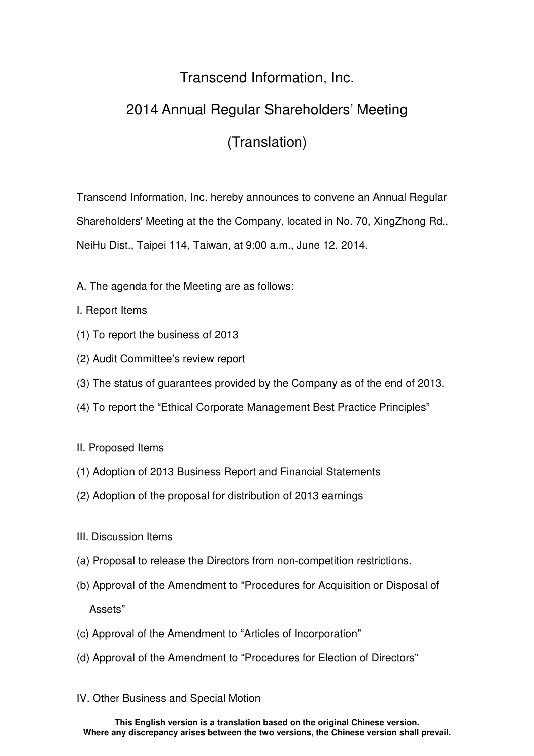# Transcend Information, Inc.

## 2014 Annual Regular Shareholders' Meeting

## (Translation)

Transcend Information, Inc. hereby announces to convene an Annual Regular Shareholders' Meeting at the the Company, located in No. 70, XingZhong Rd., NeiHu Dist., Taipei 114, Taiwan, at 9:00 a.m., June 12, 2014.

A. The agenda for the Meeting are as follows:

I. Report Items

(1) To report the business of 2013

(2) Audit Committee's review report

(3) The status of guarantees provided by the Company as of the end of 2013.

(4) To report the "Ethical Corporate Management Best Practice Principles"

II. Proposed Items

(1) Adoption of 2013 Business Report and Financial Statements

(2) Adoption of the proposal for distribution of 2013 earnings

III. Discussion Items

(a) Proposal to release the Directors from non-competition restrictions.

(b) Approval of the Amendment to "Procedures for Acquisition or Disposal of Assets"

(c) Approval of the Amendment to "Articles of Incorporation"

(d) Approval of the Amendment to "Procedures for Election of Directors"

IV. Other Business and Special Motion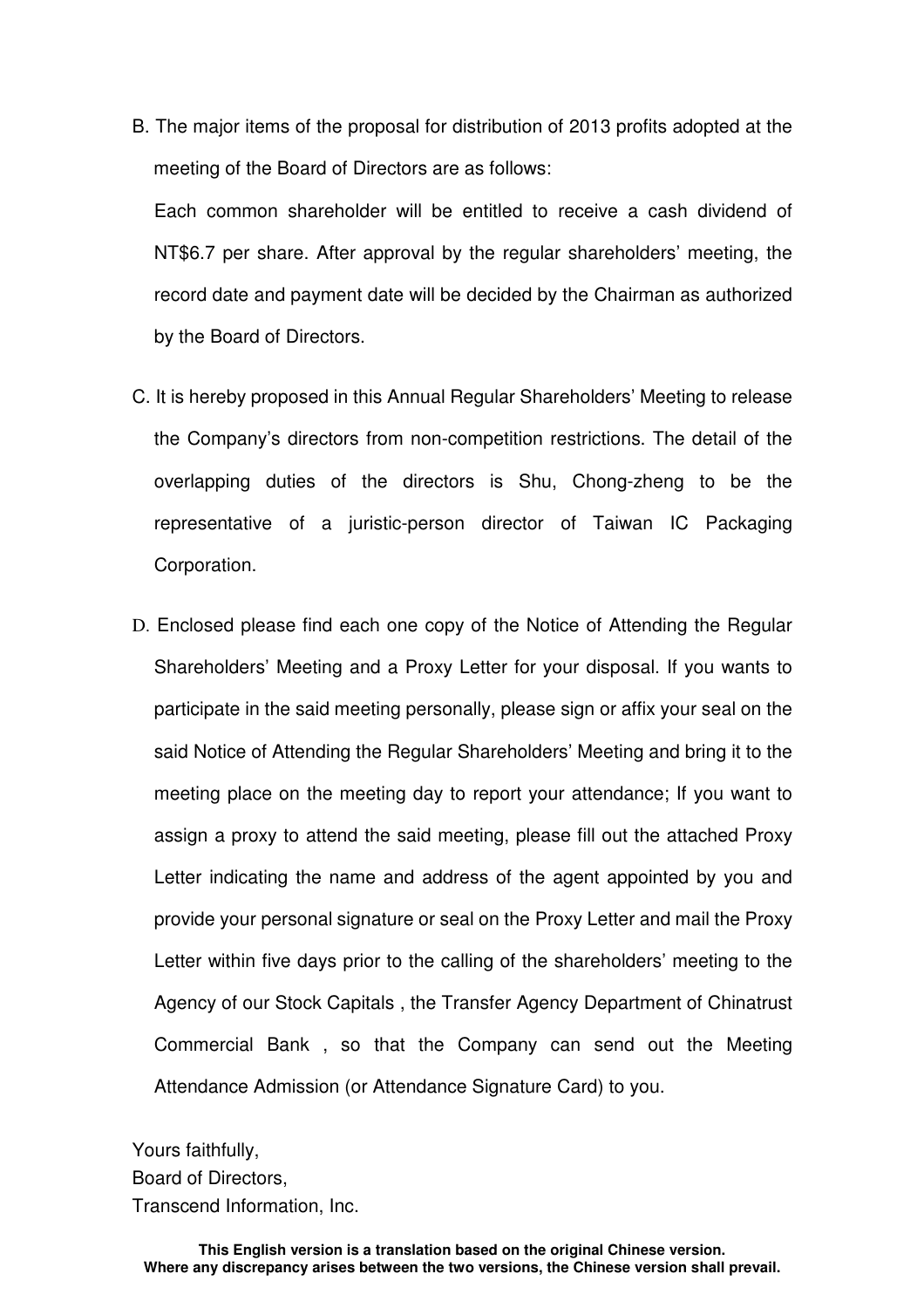B. The major items of the proposal for distribution of 2013 profits adopted at the meeting of the Board of Directors are as follows:

Each common shareholder will be entitled to receive a cash dividend of NT$6.7 per share. After approval by the regular shareholders' meeting, the record date and payment date will be decided by the Chairman as authorized by the Board of Directors.

C. It is hereby proposed in this Annual Regular Shareholders' Meeting to release the Company's directors from non-competition restrictions. The detail of the overlapping duties of the directors is Shu, Chong-zheng to be the representative of a juristic-person director of Taiwan IC Packaging Corporation.

D. Enclosed please find each one copy of the Notice of Attending the Regular Shareholders' Meeting and a Proxy Letter for your disposal. If you wants to participate in the said meeting personally, please sign or affix your seal on the said Notice of Attending the Regular Shareholders' Meeting and bring it to the meeting place on the meeting day to report your attendance; If you want to assign a proxy to attend the said meeting, please fill out the attached Proxy Letter indicating the name and address of the agent appointed by you and provide your personal signature or seal on the Proxy Letter and mail the Proxy Letter within five days prior to the calling of the shareholders' meeting to the Agency of our Stock Capitals , the Transfer Agency Department of Chinatrust Commercial Bank , so that the Company can send out the Meeting Attendance Admission (or Attendance Signature Card) to you.

Yours faithfully,
Board of Directors,
Transcend Information, Inc.

**This English version is a translation based on the original Chinese version. Where any discrepancy arises between the two versions, the Chinese version shall prevail.**